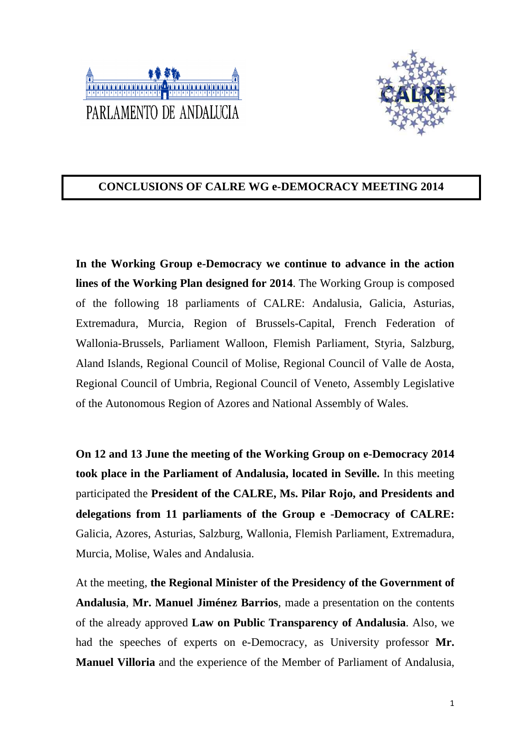PARLAMENTO DE ANDALUCIA

# CONCLUSIONS OF CALRE WG e-DEMOCRACY MEETING 2014

**In the Working Group e-Democracy we continue to advance in the action lines of the Working Plan designed for 2014**. The Working Group is composed of the following 18 parliaments of CALRE: Andalusia, Galicia, Asturias, Extremadura, Murcia, Region of Brussels-Capital, French Federation of Wallonia-Brussels, Parliament Walloon, Flemish Parliament, Styria, Salzburg, Aland Islands, Regional Council of Molise, Regional Council of Valle de Aosta, Regional Council of Umbria, Regional Council of Veneto, Assembly Legislative of the Autonomous Region of Azores and National Assembly of Wales.

**On 12 and 13 June the meeting of the Working Group on e-Democracy 2014 took place in the Parliament of Andalusia, located in Seville.** In this meeting participated the **President of the CALRE, Ms. Pilar Rojo, and Presidents and delegations from 11 parliaments of the Group e -Democracy of CALRE:** Galicia, Azores, Asturias, Salzburg, Wallonia, Flemish Parliament, Extremadura, Murcia, Molise, Wales and Andalusia.

At the meeting, **the Regional Minister of the Presidency of the Government of Andalusia**, **Mr. Manuel Jiménez Barrios**, made a presentation on the contents of the already approved **Law on Public Transparency of Andalusia**. Also, we had the speeches of experts on e-Democracy, as University professor **Mr. Manuel Villoria** and the experience of the Member of Parliament of Andalusia,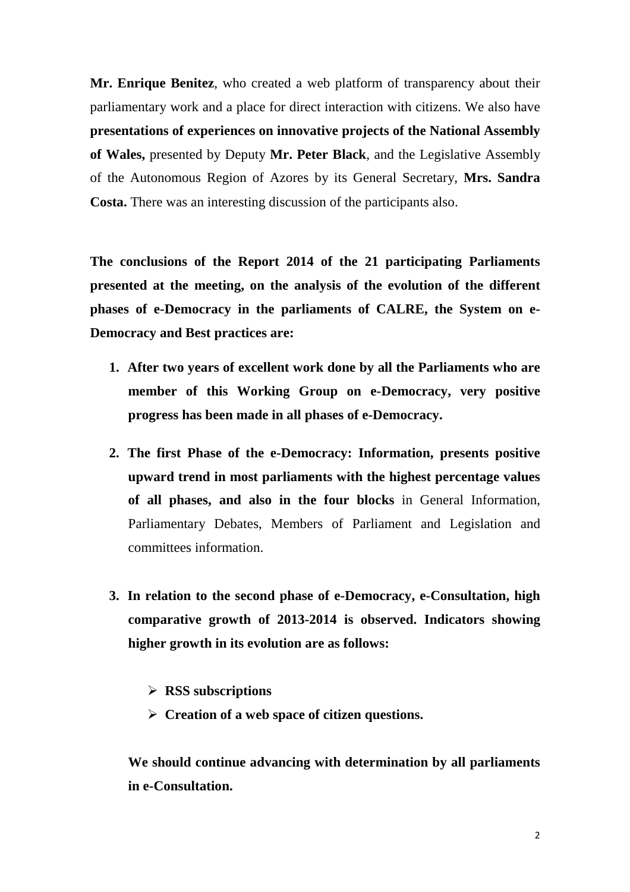**Mr. Enrique Benitez**, who created a web platform of transparency about their parliamentary work and a place for direct interaction with citizens. We also have **presentations of experiences on innovative projects of the National Assembly of Wales,** presented by Deputy **Mr. Peter Black**, and the Legislative Assembly of the Autonomous Region of Azores by its General Secretary, **Mrs. Sandra Costa.** There was an interesting discussion of the participants also.

**The conclusions of the Report 2014 of the 21 participating Parliaments presented at the meeting, on the analysis of the evolution of the different phases of e-Democracy in the parliaments of CALRE, the System on e-Democracy and Best practices are:**

1. **After two years of excellent work done by all the Parliaments who are member of this Working Group on e-Democracy, very positive progress has been made in all phases of e-Democracy.**

2. **The first Phase of the e-Democracy: Information, presents positive upward trend in most parliaments with the highest percentage values of all phases, and also in the four blocks** in General Information, Parliamentary Debates, Members of Parliament and Legislation and committees information.

3. **In relation to the second phase of e-Democracy, e-Consultation, high comparative growth of 2013-2014 is observed. Indicators showing higher growth in its evolution are as follows:**

   - **RSS subscriptions**
   - **Creation of a web space of citizen questions.**

   **We should continue advancing with determination by all parliaments in e-Consultation.**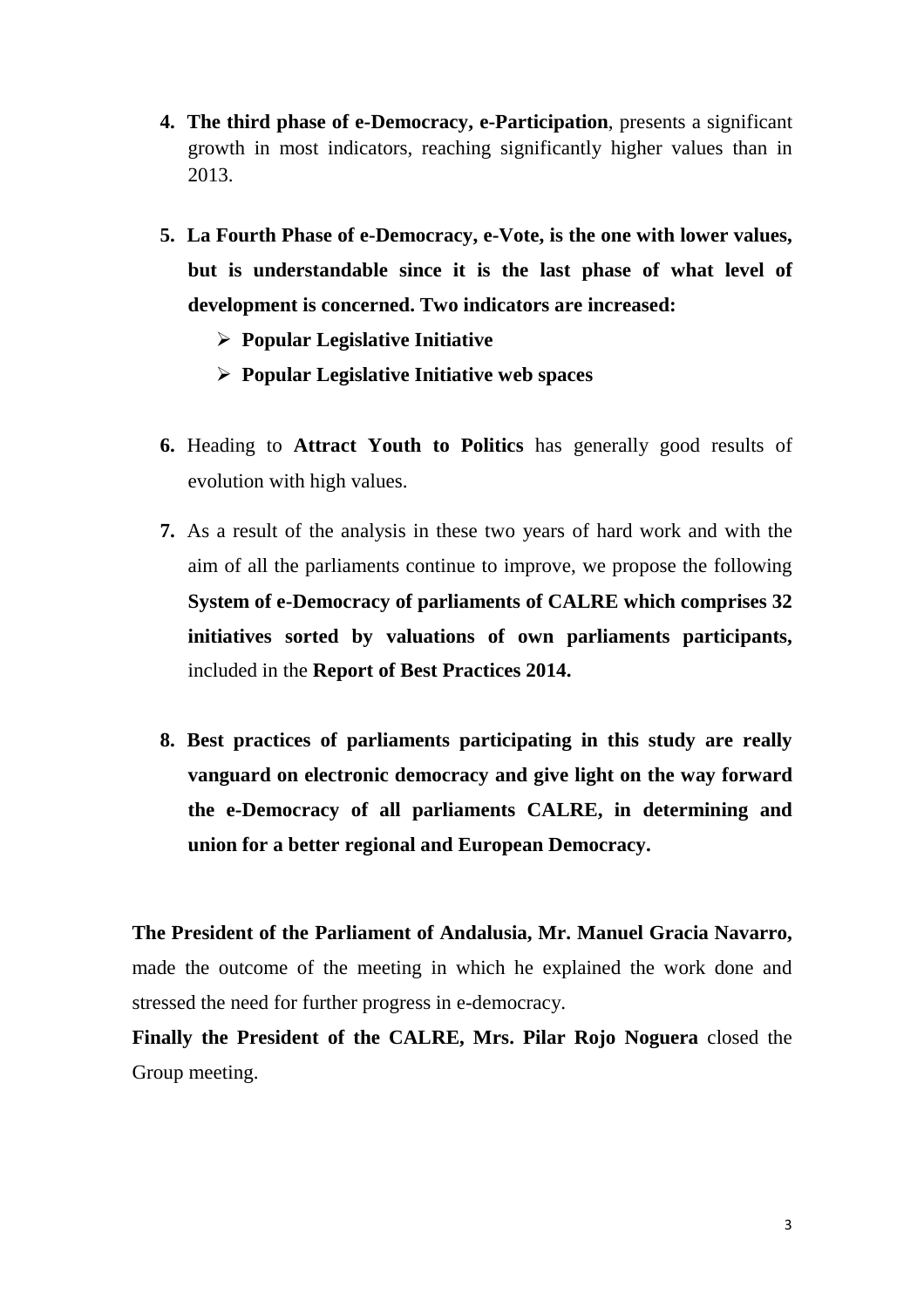4. **The third phase of e-Democracy, e-Participation**, presents a significant growth in most indicators, reaching significantly higher values than in 2013.

5. **La Fourth Phase of e-Democracy, e-Vote, is the one with lower values, but is understandable since it is the last phase of what level of development is concerned. Two indicators are increased:**
    - **Popular Legislative Initiative**
    - **Popular Legislative Initiative web spaces**

6. Heading to **Attract Youth to Politics** has generally good results of evolution with high values.

7. As a result of the analysis in these two years of hard work and with the aim of all the parliaments continue to improve, we propose the following **System of e-Democracy of parliaments of CALRE which comprises 32 initiatives sorted by valuations of own parliaments participants,** included in the **Report of Best Practices 2014.**

8. **Best practices of parliaments participating in this study are really vanguard on electronic democracy and give light on the way forward the e-Democracy of all parliaments CALRE, in determining and union for a better regional and European Democracy.**

**The President of the Parliament of Andalusia, Mr. Manuel Gracia Navarro,** made the outcome of the meeting in which he explained the work done and stressed the need for further progress in e-democracy.

**Finally the President of the CALRE, Mrs. Pilar Rojo Noguera** closed the Group meeting.